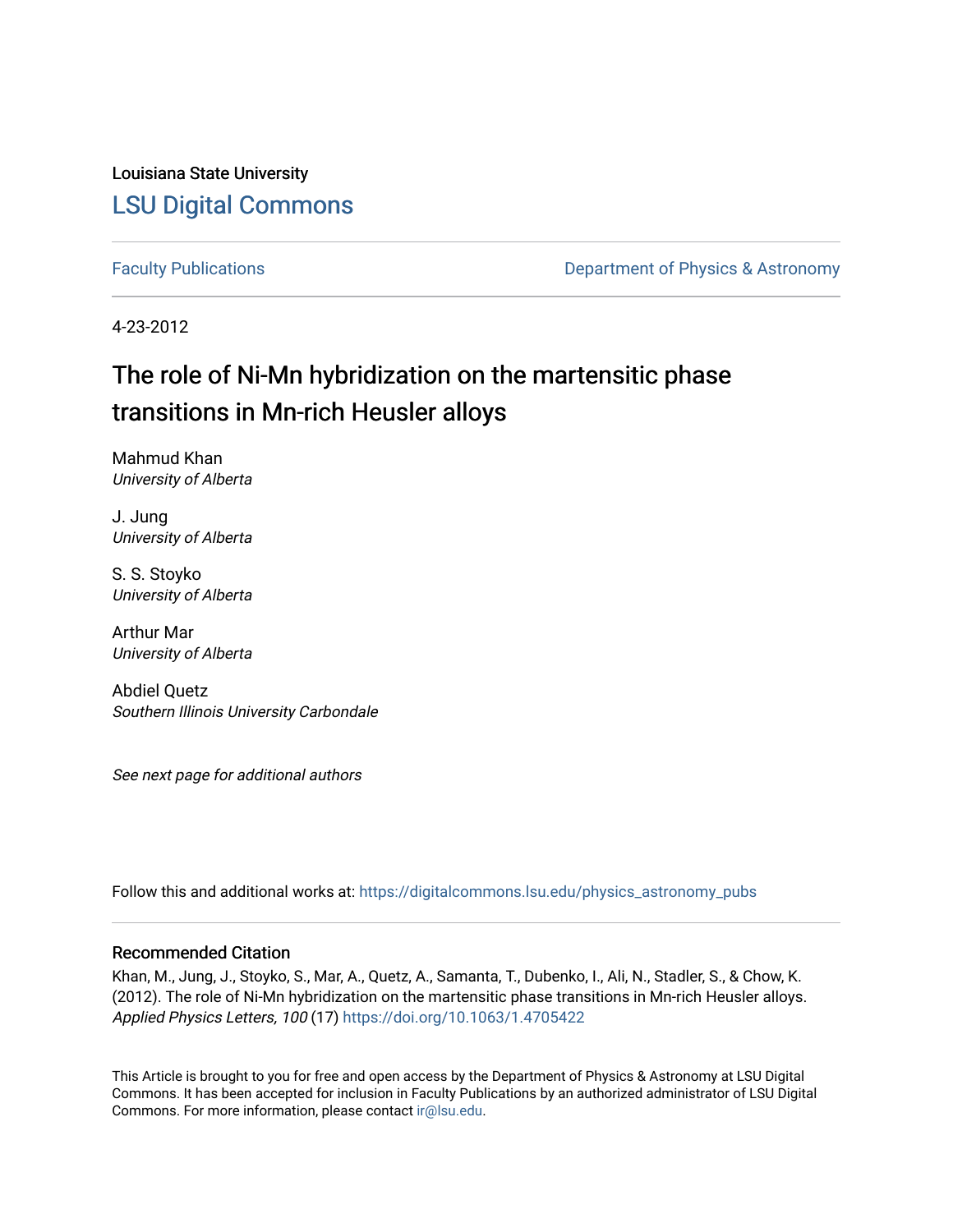Louisiana State University

## LSU Digital Commons

Faculty Publications | Department of Physics & Astronomy

4-23-2012

# The role of Ni-Mn hybridization on the martensitic phase transitions in Mn-rich Heusler alloys

Mahmud Khan
*University of Alberta*

J. Jung
*University of Alberta*

S. S. Stoyko
*University of Alberta*

Arthur Mar
*University of Alberta*

Abdiel Quetz
*Southern Illinois University Carbondale*

*See next page for additional authors*

Follow this and additional works at: https://digitalcommons.lsu.edu/physics_astronomy_pubs

### Recommended Citation

Khan, M., Jung, J., Stoyko, S., Mar, A., Quetz, A., Samanta, T., Dubenko, I., Ali, N., Stadler, S., & Chow, K. (2012). The role of Ni-Mn hybridization on the martensitic phase transitions in Mn-rich Heusler alloys. *Applied Physics Letters, 100* (17) https://doi.org/10.1063/1.4705422

This Article is brought to you for free and open access by the Department of Physics & Astronomy at LSU Digital Commons. It has been accepted for inclusion in Faculty Publications by an authorized administrator of LSU Digital Commons. For more information, please contact ir@lsu.edu.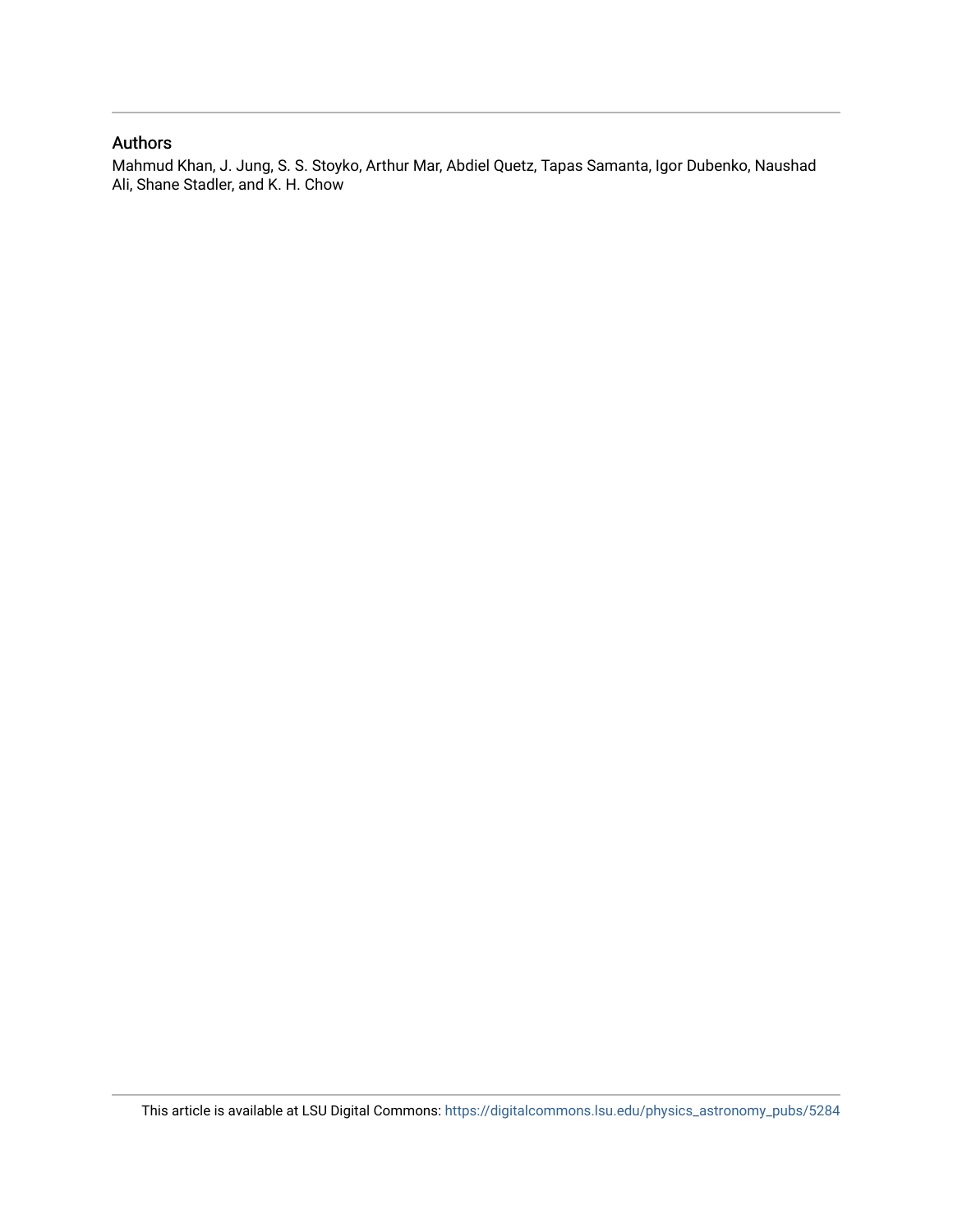## Authors

Mahmud Khan, J. Jung, S. S. Stoyko, Arthur Mar, Abdiel Quetz, Tapas Samanta, Igor Dubenko, Naushad Ali, Shane Stadler, and K. H. Chow

This article is available at LSU Digital Commons: https://digitalcommons.lsu.edu/physics_astronomy_pubs/5284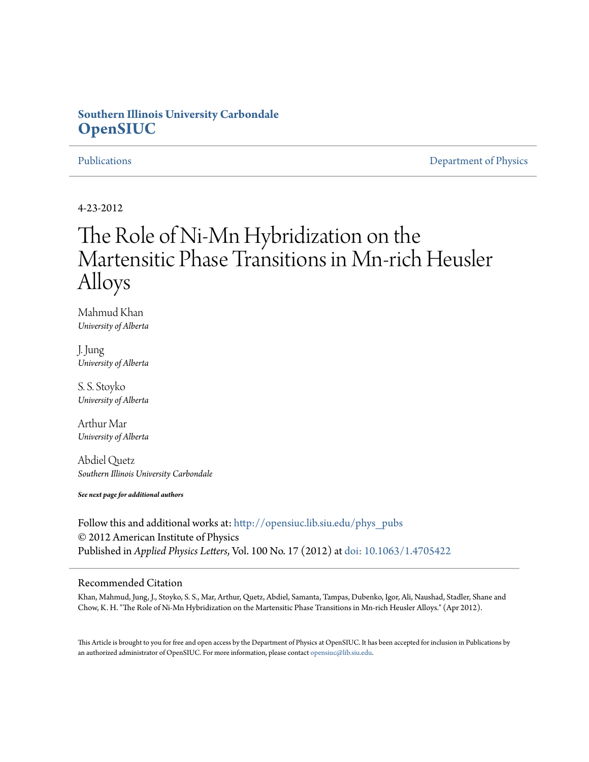Southern Illinois University Carbondale
**OpenSIUC**

Publications | Department of Physics

4-23-2012

# The Role of Ni-Mn Hybridization on the Martensitic Phase Transitions in Mn-rich Heusler Alloys

Mahmud Khan
*University of Alberta*

J. Jung
*University of Alberta*

S. S. Stoyko
*University of Alberta*

Arthur Mar
*University of Alberta*

Abdiel Quetz
*Southern Illinois University Carbondale*

***See next page for additional authors***

Follow this and additional works at: http://opensiuc.lib.siu.edu/phys_pubs
© 2012 American Institute of Physics
Published in *Applied Physics Letters*, Vol. 100 No. 17 (2012) at doi: 10.1063/1.4705422

## Recommended Citation

Khan, Mahmud, Jung, J., Stoyko, S. S., Mar, Arthur, Quetz, Abdiel, Samanta, Tampas, Dubenko, Igor, Ali, Naushad, Stadler, Shane and Chow, K. H. "The Role of Ni-Mn Hybridization on the Martensitic Phase Transitions in Mn-rich Heusler Alloys." (Apr 2012).

This Article is brought to you for free and open access by the Department of Physics at OpenSIUC. It has been accepted for inclusion in Publications by an authorized administrator of OpenSIUC. For more information, please contact opensiuc@lib.siu.edu.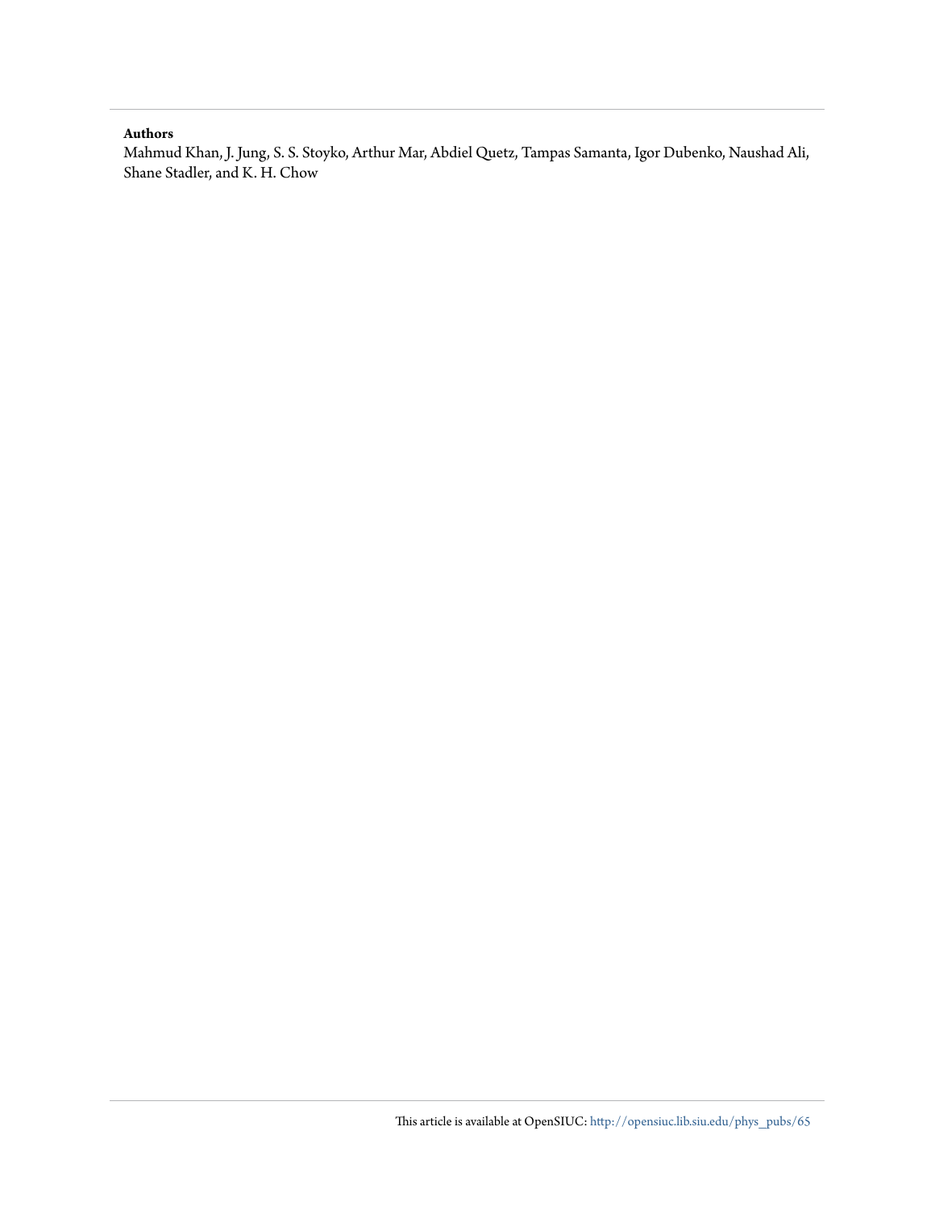**Authors**

Mahmud Khan, J. Jung, S. S. Stoyko, Arthur Mar, Abdiel Quetz, Tampas Samanta, Igor Dubenko, Naushad Ali, Shane Stadler, and K. H. Chow

This article is available at OpenSIUC: http://opensiuc.lib.siu.edu/phys_pubs/65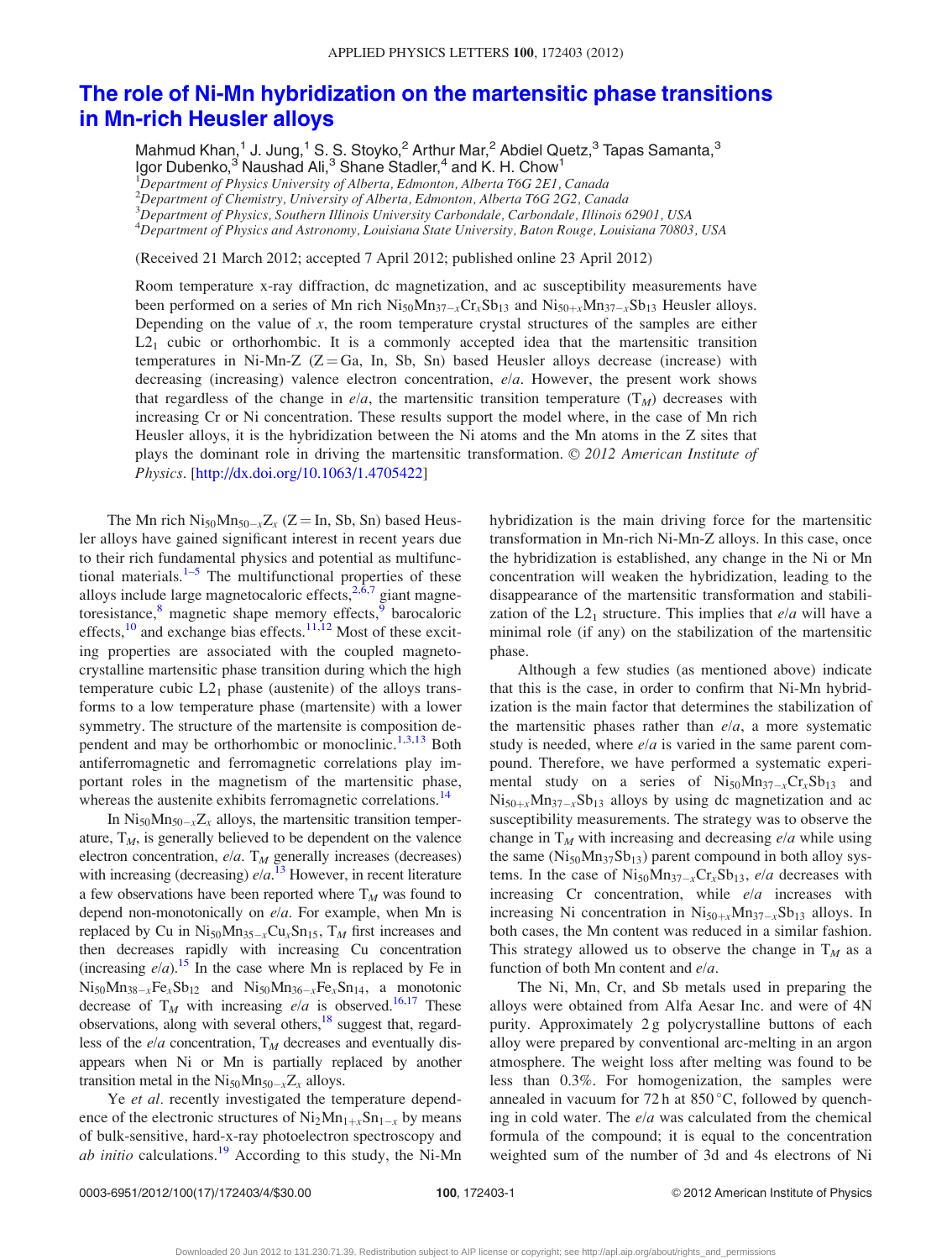# The role of Ni-Mn hybridization on the martensitic phase transitions in Mn-rich Heusler alloys

Mahmud Khan,[1] J. Jung,[1] S. S. Stoyko,[2] Arthur Mar,[2] Abdiel Quetz,[3] Tapas Samanta,[3] Igor Dubenko,[3] Naushad Ali,[3] Shane Stadler,[4] and K. H. Chow[1]

[1]*Department of Physics University of Alberta, Edmonton, Alberta T6G 2E1, Canada*
[2]*Department of Chemistry, University of Alberta, Edmonton, Alberta T6G 2G2, Canada*
[3]*Department of Physics, Southern Illinois University Carbondale, Carbondale, Illinois 62901, USA*
[4]*Department of Physics and Astronomy, Louisiana State University, Baton Rouge, Louisiana 70803, USA*

(Received 21 March 2012; accepted 7 April 2012; published online 23 April 2012)

Room temperature x-ray diffraction, dc magnetization, and ac susceptibility measurements have been performed on a series of Mn rich $Ni_{50}Mn_{37-x}Cr_xSb_{13}$ and $Ni_{50+x}Mn_{37-x}Sb_{13}$ Heusler alloys. Depending on the value of $x$, the room temperature crystal structures of the samples are either $L2_1$ cubic or orthorhombic. It is a commonly accepted idea that the martensitic transition temperatures in Ni-Mn-Z (Z = Ga, In, Sb, Sn) based Heusler alloys decrease (increase) with decreasing (increasing) valence electron concentration, $e/a$. However, the present work shows that regardless of the change in $e/a$, the martensitic transition temperature ($T_M$) decreases with increasing Cr or Ni concentration. These results support the model where, in the case of Mn rich Heusler alloys, it is the hybridization between the Ni atoms and the Mn atoms in the Z sites that plays the dominant role in driving the martensitic transformation. © *2012 American Institute of Physics*. [http://dx.doi.org/10.1063/1.4705422]

The Mn rich $Ni_{50}Mn_{50-x}Z_x$ (Z = In, Sb, Sn) based Heusler alloys have gained significant interest in recent years due to their rich fundamental physics and potential as multifunctional materials.[1–5] The multifunctional properties of these alloys include large magnetocaloric effects,[2,6,7] giant magnetoresistance,[8] magnetic shape memory effects,[9] barocaloric effects,[10] and exchange bias effects.[11,12] Most of these exciting properties are associated with the coupled magnetocrystalline martensitic phase transition during which the high temperature cubic $L2_1$ phase (austenite) of the alloys transforms to a low temperature phase (martensite) with a lower symmetry. The structure of the martensite is composition dependent and may be orthorhombic or monoclinic.[1,3,13] Both antiferromagnetic and ferromagnetic correlations play important roles in the magnetism of the martensitic phase, whereas the austenite exhibits ferromagnetic correlations.[14]

In $Ni_{50}Mn_{50-x}Z_x$ alloys, the martensitic transition temperature, $T_M$, is generally believed to be dependent on the valence electron concentration, $e/a$. $T_M$ generally increases (decreases) with increasing (decreasing) $e/a$.[13] However, in recent literature a few observations have been reported where $T_M$ was found to depend non-monotonically on $e/a$. For example, when Mn is replaced by Cu in $Ni_{50}Mn_{35-x}Cu_xSn_{15}$, $T_M$ first increases and then decreases rapidly with increasing Cu concentration (increasing $e/a$).[15] In the case where Mn is replaced by Fe in $Ni_{50}Mn_{38-x}Fe_xSb_{12}$ and $Ni_{50}Mn_{36-x}Fe_xSn_{14}$, a monotonic decrease of $T_M$ with increasing $e/a$ is observed.[16,17] These observations, along with several others,[18] suggest that, regardless of the $e/a$ concentration, $T_M$ decreases and eventually disappears when Ni or Mn is partially replaced by another transition metal in the $Ni_{50}Mn_{50-x}Z_x$ alloys.

Ye *et al.* recently investigated the temperature dependence of the electronic structures of $Ni_2Mn_{1+x}Sn_{1-x}$ by means of bulk-sensitive, hard-x-ray photoelectron spectroscopy and *ab initio* calculations.[19] According to this study, the Ni-Mn hybridization is the main driving force for the martensitic transformation in Mn-rich Ni-Mn-Z alloys. In this case, once the hybridization is established, any change in the Ni or Mn concentration will weaken the hybridization, leading to the disappearance of the martensitic transformation and stabilization of the $L2_1$ structure. This implies that $e/a$ will have a minimal role (if any) on the stabilization of the martensitic phase.

Although a few studies (as mentioned above) indicate that this is the case, in order to confirm that Ni-Mn hybridization is the main factor that determines the stabilization of the martensitic phases rather than $e/a$, a more systematic study is needed, where $e/a$ is varied in the same parent compound. Therefore, we have performed a systematic experimental study on a series of $Ni_{50}Mn_{37-x}Cr_xSb_{13}$ and $Ni_{50+x}Mn_{37-x}Sb_{13}$ alloys by using dc magnetization and ac susceptibility measurements. The strategy was to observe the change in $T_M$ with increasing and decreasing $e/a$ while using the same ($Ni_{50}Mn_{37}Sb_{13}$) parent compound in both alloy systems. In the case of $Ni_{50}Mn_{37-x}Cr_xSb_{13}$, $e/a$ decreases with increasing Cr concentration, while $e/a$ increases with increasing Ni concentration in $Ni_{50+x}Mn_{37-x}Sb_{13}$ alloys. In both cases, the Mn content was reduced in a similar fashion. This strategy allowed us to observe the change in $T_M$ as a function of both Mn content and $e/a$.

The Ni, Mn, Cr, and Sb metals used in preparing the alloys were obtained from Alfa Aesar Inc. and were of 4N purity. Approximately 2 g polycrystalline buttons of each alloy were prepared by conventional arc-melting in an argon atmosphere. The weight loss after melting was found to be less than 0.3%. For homogenization, the samples were annealed in vacuum for 72 h at 850 °C, followed by quenching in cold water. The $e/a$ was calculated from the chemical formula of the compound; it is equal to the concentration weighted sum of the number of 3d and 4s electrons of Ni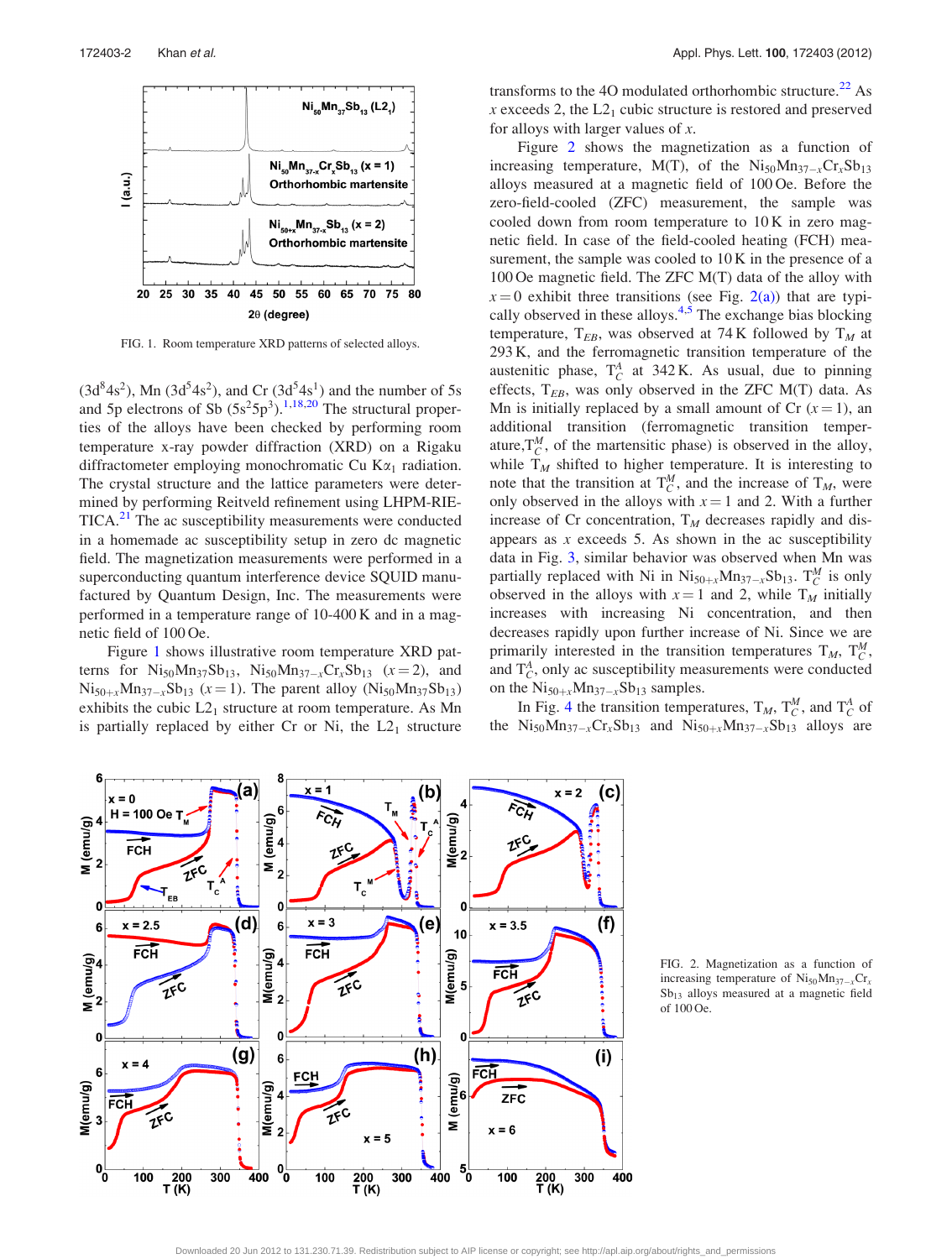FIG. 1. Room temperature XRD patterns of selected alloys.

($3d^84s^2$), Mn ($3d^54s^2$), and Cr ($3d^54s^1$) and the number of 5s and 5p electrons of Sb ($5s^25p^3$).[1,18,20] The structural properties of the alloys have been checked by performing room temperature x-ray powder diffraction (XRD) on a Rigaku diffractometer employing monochromatic Cu K$\alpha_1$ radiation. The crystal structure and the lattice parameters were determined by performing Reitveld refinement using LHPM-RIETICA.[21] The ac susceptibility measurements were conducted in a homemade ac susceptibility setup in zero dc magnetic field. The magnetization measurements were performed in a superconducting quantum interference device SQUID manufactured by Quantum Design, Inc. The measurements were performed in a temperature range of 10-400 K and in a magnetic field of 100 Oe.

Figure 1 shows illustrative room temperature XRD patterns for $Ni_{50}Mn_{37}Sb_{13}$, $Ni_{50}Mn_{37-x}Cr_xSb_{13}$ ($x=2$), and $Ni_{50+x}Mn_{37-x}Sb_{13}$ ($x=1$). The parent alloy ($Ni_{50}Mn_{37}Sb_{13}$) exhibits the cubic L2$_1$ structure at room temperature. As Mn is partially replaced by either Cr or Ni, the L2$_1$ structure transforms to the 4O modulated orthorhombic structure.[22] As $x$ exceeds 2, the L2$_1$ cubic structure is restored and preserved for alloys with larger values of $x$.

Figure 2 shows the magnetization as a function of increasing temperature, M(T), of the $Ni_{50}Mn_{37-x}Cr_xSb_{13}$ alloys measured at a magnetic field of 100 Oe. Before the zero-field-cooled (ZFC) measurement, the sample was cooled down from room temperature to 10 K in zero magnetic field. In case of the field-cooled heating (FCH) measurement, the sample was cooled to 10 K in the presence of a 100 Oe magnetic field. The ZFC M(T) data of the alloy with $x=0$ exhibit three transitions (see Fig. 2(a)) that are typically observed in these alloys.[4,5] The exchange bias blocking temperature, $T_{EB}$, was observed at 74 K followed by $T_M$ at 293 K, and the ferromagnetic transition temperature of the austenitic phase, $T_C^A$ at 342 K. As usual, due to pinning effects, $T_{EB}$, was only observed in the ZFC M(T) data. As Mn is initially replaced by a small amount of Cr ($x=1$), an additional transition (ferromagnetic transition temperature, $T_C^M$, of the martensitic phase) is observed in the alloy, while $T_M$ shifted to higher temperature. It is interesting to note that the transition at $T_C^M$, and the increase of $T_M$, were only observed in the alloys with $x=1$ and 2. With a further increase of Cr concentration, $T_M$ decreases rapidly and disappears as $x$ exceeds 5. As shown in the ac susceptibility data in Fig. 3, similar behavior was observed when Mn was partially replaced with Ni in $Ni_{50+x}Mn_{37-x}Sb_{13}$. $T_C^M$ is only observed in the alloys with $x=1$ and 2, while $T_M$ initially increases with increasing Ni concentration, and then decreases rapidly upon further increase of Ni. Since we are primarily interested in the transition temperatures $T_M$, $T_C^M$, and $T_C^A$, only ac susceptibility measurements were conducted on the $Ni_{50+x}Mn_{37-x}Sb_{13}$ samples.

In Fig. 4 the transition temperatures, $T_M$, $T_C^M$, and $T_C^A$ of the $Ni_{50}Mn_{37-x}Cr_xSb_{13}$ and $Ni_{50+x}Mn_{37-x}Sb_{13}$ alloys are

FIG. 2. Magnetization as a function of increasing temperature of $Ni_{50}Mn_{37-x}Cr_xSb_{13}$ alloys measured at a magnetic field of 100 Oe.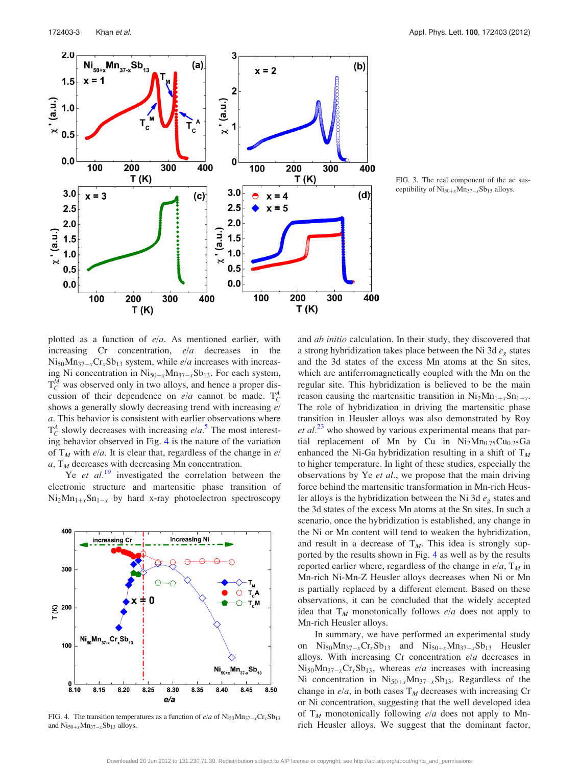FIG. 3. The real component of the ac susceptibility of $Ni_{50+x}Mn_{37-x}Sb_{13}$ alloys.

plotted as a function of $e/a$. As mentioned earlier, with increasing Cr concentration, $e/a$ decreases in the $Ni_{50}Mn_{37-x}Cr_xSb_{13}$ system, while $e/a$ increases with increasing Ni concentration in $Ni_{50+x}Mn_{37-x}Sb_{13}$. For each system, $T_C^M$ was observed only in two alloys, and hence a proper discussion of their dependence on $e/a$ cannot be made. $T_C^A$ shows a generally slowly decreasing trend with increasing $e/a$. This behavior is consistent with earlier observations where $T_C^A$ slowly decreases with increasing $e/a$.[5] The most interesting behavior observed in Fig. 4 is the nature of the variation of $T_M$ with $e/a$. It is clear that, regardless of the change in $e/a$, $T_M$ decreases with decreasing Mn concentration.

Ye *et al.*[19] investigated the correlation between the electronic structure and martensitic phase transition of $Ni_2Mn_{1+x}Sn_{1-x}$ by hard x-ray photoelectron spectroscopy and *ab initio* calculation. In their study, they discovered that a strong hybridization takes place between the Ni 3d $e_g$ states and the 3d states of the excess Mn atoms at the Sn sites, which are antiferromagnetically coupled with the Mn on the regular site. This hybridization is believed to be the main reason causing the martensitic transition in $Ni_2Mn_{1+x}Sn_{1-x}$. The role of hybridization in driving the martensitic phase transition in Heusler alloys was also demonstrated by Roy *et al.*[23] who showed by various experimental means that partial replacement of Mn by Cu in $Ni_2Mn_{0.75}Cu_{0.25}Ga$ enhanced the Ni-Ga hybridization resulting in a shift of $T_M$ to higher temperature. In light of these studies, especially the observations by Ye *et al.*, we propose that the main driving force behind the martensitic transformation in Mn-rich Heusler alloys is the hybridization between the Ni 3d $e_g$ states and the 3d states of the excess Mn atoms at the Sn sites. In such a scenario, once the hybridization is established, any change in the Ni or Mn content will tend to weaken the hybridization, and result in a decrease of $T_M$. This idea is strongly supported by the results shown in Fig. 4 as well as by the results reported earlier where, regardless of the change in $e/a$, $T_M$ in Mn-rich Ni-Mn-Z Heusler alloys decreases when Ni or Mn is partially replaced by a different element. Based on these observations, it can be concluded that the widely accepted idea that $T_M$ monotonically follows $e/a$ does not apply to Mn-rich Heusler alloys.

FIG. 4. The transition temperatures as a function of $e/a$ of $Ni_{50}Mn_{37-x}Cr_xSb_{13}$ and $Ni_{50+x}Mn_{37-x}Sb_{13}$ alloys.

In summary, we have performed an experimental study on $Ni_{50}Mn_{37-x}Cr_xSb_{13}$ and $Ni_{50+x}Mn_{37-x}Sb_{13}$ Heusler alloys. With increasing Cr concentration $e/a$ decreases in $Ni_{50}Mn_{37-x}Cr_xSb_{13}$, whereas $e/a$ increases with increasing Ni concentration in $Ni_{50+x}Mn_{37-x}Sb_{13}$. Regardless of the change in $e/a$, in both cases $T_M$ decreases with increasing Cr or Ni concentration, suggesting that the well developed idea of $T_M$ monotonically following $e/a$ does not apply to Mn-rich Heusler alloys. We suggest that the dominant factor,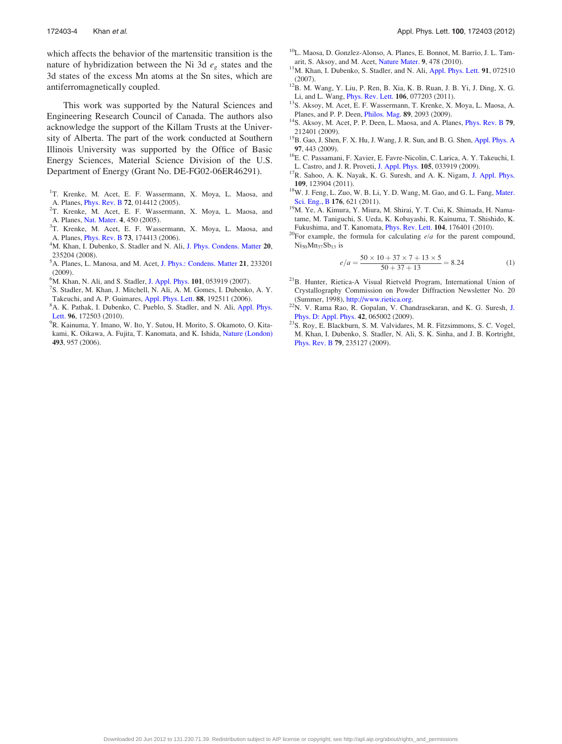which affects the behavior of the martensitic transition is the nature of hybridization between the Ni 3d $e_g$ states and the 3d states of the excess Mn atoms at the Sn sites, which are antiferromagnetically coupled.

This work was supported by the Natural Sciences and Engineering Research Council of Canada. The authors also acknowledge the support of the Killam Trusts at the University of Alberta. The part of the work conducted at Southern Illinois University was supported by the Office of Basic Energy Sciences, Material Science Division of the U.S. Department of Energy (Grant No. DE-FG02-06ER46291).

[1] T. Krenke, M. Acet, E. F. Wassermann, X. Moya, L. Maosa, and A. Planes, Phys. Rev. B **72**, 014412 (2005).
[2] T. Krenke, M. Acet, E. F. Wassermann, X. Moya, L. Maosa, and A. Planes, Nat. Mater. **4**, 450 (2005).
[3] T. Krenke, M. Acet, E. F. Wassermann, X. Moya, L. Maosa, and A. Planes, Phys. Rev. B **73**, 174413 (2006).
[4] M. Khan, I. Dubenko, S. Stadler and N. Ali, J. Phys. Condens. Matter **20**, 235204 (2008).
[5] A. Planes, L. Manosa, and M. Acet, J. Phys.: Condens. Matter **21**, 233201 (2009).
[6] M. Khan, N. Ali, and S. Stadler, J. Appl. Phys. **101**, 053919 (2007).
[7] S. Stadler, M. Khan, J. Mitchell, N. Ali, A. M. Gomes, I. Dubenko, A. Y. Takeuchi, and A. P. Guimares, Appl. Phys. Lett. **88**, 192511 (2006).
[8] A. K. Pathak, I. Dubenko, C. Pueblo, S. Stadler, and N. Ali, Appl. Phys. Lett. **96**, 172503 (2010).
[9] R. Kainuma, Y. Imano, W. Ito, Y. Sutou, H. Morito, S. Okamoto, O. Kitakami, K. Oikawa, A. Fujita, T. Kanomata, and K. Ishida, Nature (London) **493**, 957 (2006).
[10] L. Maosa, D. Gonzlez-Alonso, A. Planes, E. Bonnot, M. Barrio, J. L. Tamarit, S. Aksoy, and M. Acet, Nature Mater. **9**, 478 (2010).
[11] M. Khan, I. Dubenko, S. Stadler, and N. Ali, Appl. Phys. Lett. **91**, 072510 (2007).
[12] B. M. Wang, Y. Liu, P. Ren, B. Xia, K. B. Ruan, J. B. Yi, J. Ding, X. G. Li, and L. Wang, Phys. Rev. Lett. **106**, 077203 (2011).
[13] S. Aksoy, M. Acet, E. F. Wassermann, T. Krenke, X. Moya, L. Maosa, A. Planes, and P. P. Deen, Philos. Mag. **89**, 2093 (2009).
[14] S. Aksoy, M. Acet, P. P. Deen, L. Maosa, and A. Planes, Phys. Rev. B **79**, 212401 (2009).
[15] B. Gao, J. Shen, F. X. Hu, J. Wang, J. R. Sun, and B. G. Shen, Appl. Phys. A **97**, 443 (2009).
[16] E. C. Passamani, F. Xavier, E. Favre-Nicolin, C. Larica, A. Y. Takeuchi, I. L. Castro, and J. R. Proveti, J. Appl. Phys. **105**, 033919 (2009).
[17] R. Sahoo, A. K. Nayak, K. G. Suresh, and A. K. Nigam, J. Appl. Phys. **109**, 123904 (2011).
[18] W. J. Feng, L. Zuo, W. B. Li, Y. D. Wang, M. Gao, and G. L. Fang, Mater. Sci. Eng., B **176**, 621 (2011).
[19] M. Ye, A. Kimura, Y. Miura, M. Shirai, Y. T. Cui, K. Shimada, H. Namatame, M. Taniguchi, S. Ueda, K. Kobayashi, R. Kainuma, T. Shishido, K. Fukushima, and T. Kanomata, Phys. Rev. Lett. **104**, 176401 (2010).
[20] For example, the formula for calculating $e/a$ for the parent compound, $Ni_{50}Mn_{37}Sb_{13}$ is

$$e/a = \frac{50 \times 10 + 37 \times 7 + 13 \times 5}{50 + 37 + 13} = 8.24 \tag{1}$$

[21] B. Hunter, Rietica-A Visual Rietveld Program, International Union of Crystallography Commission on Powder Diffraction Newsletter No. 20 (Summer, 1998), http://www.rietica.org.
[22] N. V. Rama Rao, R. Gopalan, V. Chandrasekaran, and K. G. Suresh, J. Phys. D: Appl. Phys. **42**, 065002 (2009).
[23] S. Roy, E. Blackburn, S. M. Valvidares, M. R. Fitzsimmons, S. C. Vogel, M. Khan, I. Dubenko, S. Stadler, N. Ali, S. K. Sinha, and J. B. Kortright, Phys. Rev. B **79**, 235127 (2009).